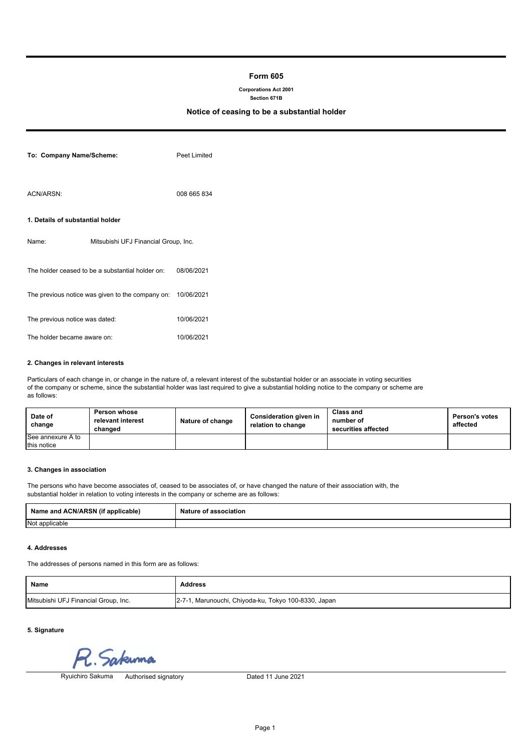# Form 605

**Corporations Act 2001**
**Section 671B**

## Notice of ceasing to be a substantial holder

**To: Company Name/Scheme:** Peet Limited

ACN/ARSN: 008 665 834

### 1. Details of substantial holder

Name: Mitsubishi UFJ Financial Group, Inc.

The holder ceased to be a substantial holder on: 08/06/2021

The previous notice was given to the company on: 10/06/2021

The previous notice was dated: 10/06/2021

The holder became aware on: 10/06/2021

### 2. Changes in relevant interests

Particulars of each change in, or change in the nature of, a relevant interest of the substantial holder or an associate in voting securities of the company or scheme, since the substantial holder was last required to give a substantial holding notice to the company or scheme are as follows:

| Date of change | Person whose relevant interest changed | Nature of change | Consideration given in relation to change | Class and number of securities affected | Person's votes affected |
|---|---|---|---|---|---|
| See annexure A to this notice | | | | | |

### 3. Changes in association

The persons who have become associates of, ceased to be associates of, or have changed the nature of their association with, the substantial holder in relation to voting interests in the company or scheme are as follows:

| Name and ACN/ARSN (if applicable) | Nature of association |
|---|---|
| Not applicable | |

### 4. Addresses

The addresses of persons named in this form are as follows:

| Name | Address |
|---|---|
| Mitsubishi UFJ Financial Group, Inc. | 2-7-1, Marunouchi, Chiyoda-ku, Tokyo 100-8330, Japan |

### 5. Signature

R. Sakuma

Ryuichiro Sakuma Authorised signatory Dated 11 June 2021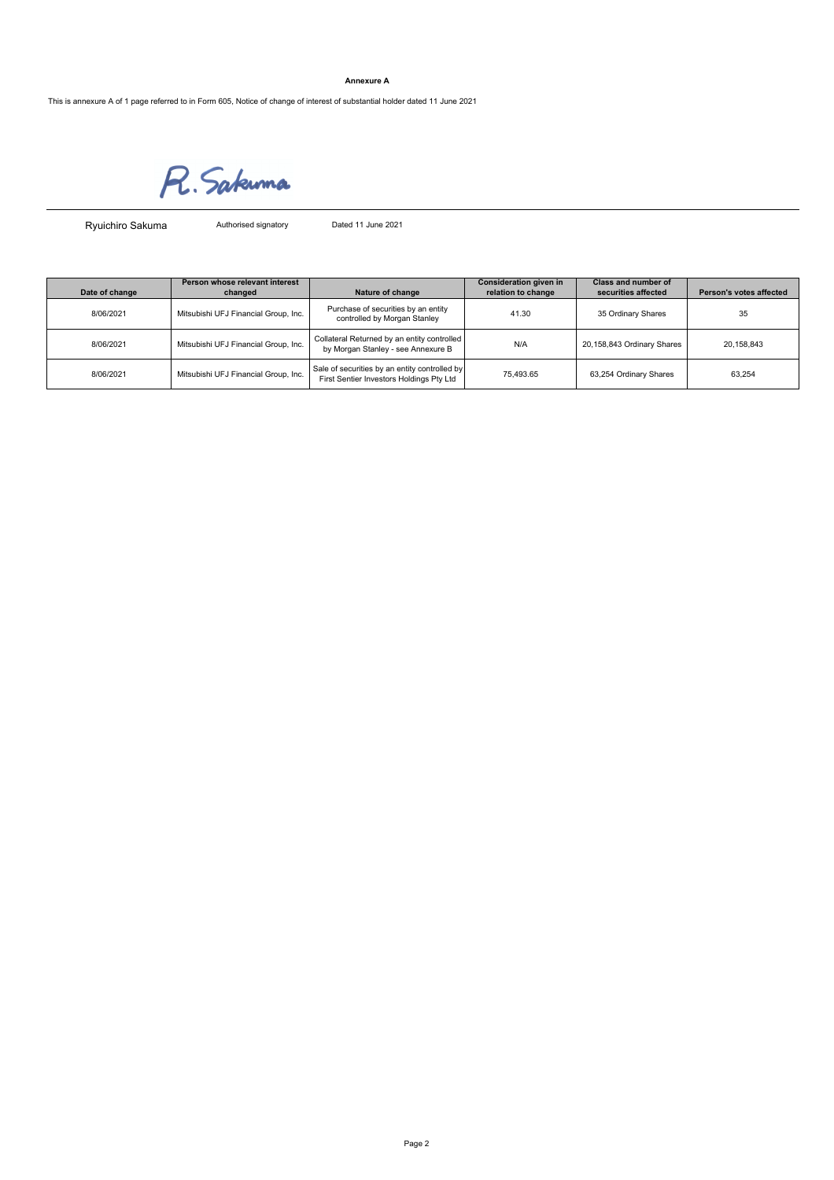**Annexure A**

This is annexure A of 1 page referred to in Form 605, Notice of change of interest of substantial holder dated 11 June 2021

R. Sakuma

Ryuichiro Sakuma Authorised signatory Dated 11 June 2021

| Date of change | Person whose relevant interest changed | Nature of change | Consideration given in relation to change | Class and number of securities affected | Person's votes affected |
|---|---|---|---|---|---|
| 8/06/2021 | Mitsubishi UFJ Financial Group, Inc. | Purchase of securities by an entity controlled by Morgan Stanley | 41.30 | 35 Ordinary Shares | 35 |
| 8/06/2021 | Mitsubishi UFJ Financial Group, Inc. | Collateral Returned by an entity controlled by Morgan Stanley - see Annexure B | N/A | 20,158,843 Ordinary Shares | 20,158,843 |
| 8/06/2021 | Mitsubishi UFJ Financial Group, Inc. | Sale of securities by an entity controlled by First Sentier Investors Holdings Pty Ltd | 75,493.65 | 63,254 Ordinary Shares | 63,254 |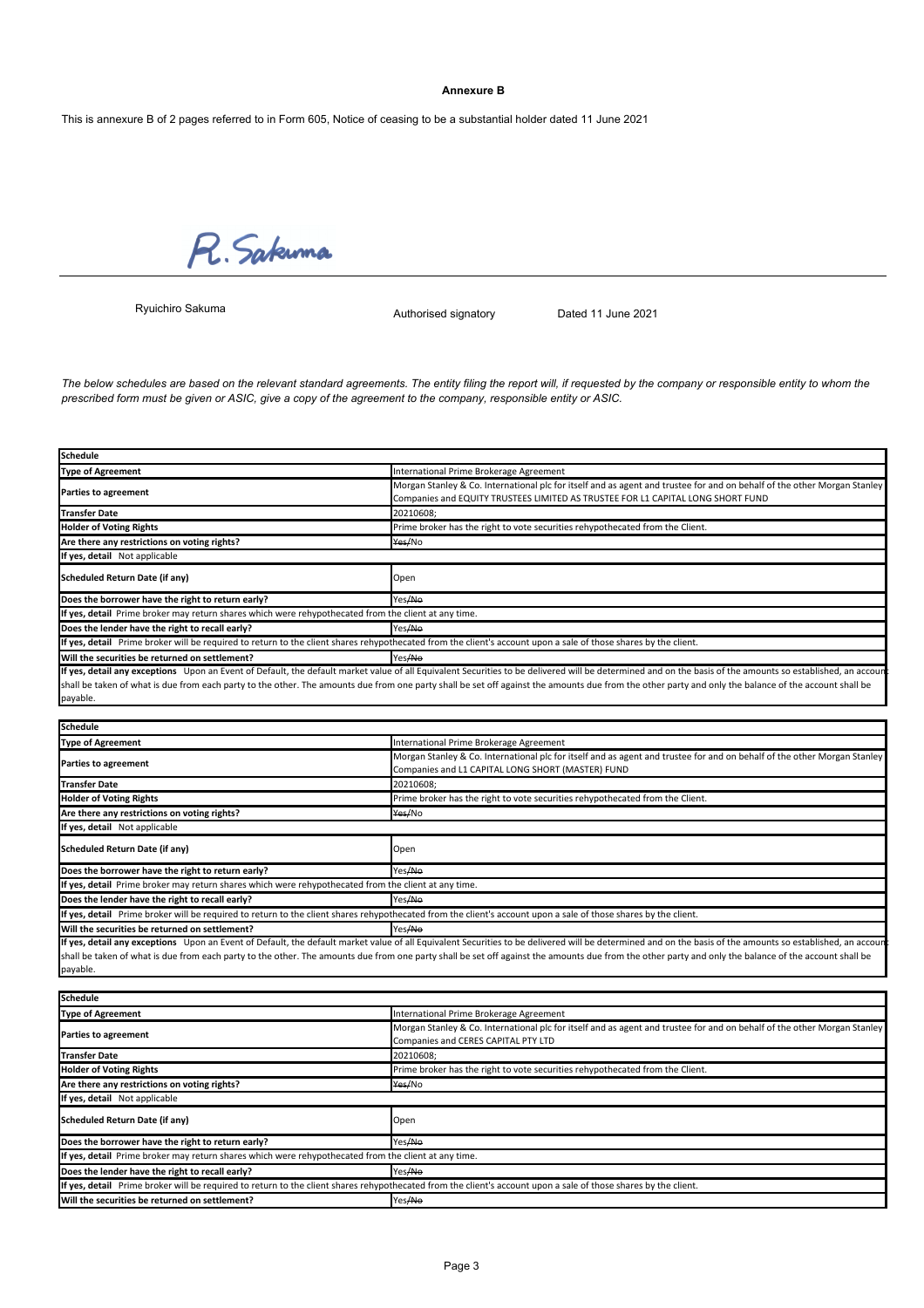**Annexure B**

This is annexure B of 2 pages referred to in Form 605, Notice of ceasing to be a substantial holder dated 11 June 2021

R. Sakuma

Ryuichiro Sakuma — Authorised signatory — Dated 11 June 2021

*The below schedules are based on the relevant standard agreements. The entity filing the report will, if requested by the company or responsible entity to whom the prescribed form must be given or ASIC, give a copy of the agreement to the company, responsible entity or ASIC.*

| Schedule | |
|---|---|
| **Type of Agreement** | International Prime Brokerage Agreement |
| **Parties to agreement** | Morgan Stanley & Co. International plc for itself and as agent and trustee for and on behalf of the other Morgan Stanley Companies and EQUITY TRUSTEES LIMITED AS TRUSTEE FOR L1 CAPITAL LONG SHORT FUND |
| **Transfer Date** | 20210608; |
| **Holder of Voting Rights** | Prime broker has the right to vote securities rehypothecated from the Client. |
| **Are there any restrictions on voting rights?** | ~~Yes~~/No |
| **If yes, detail** Not applicable | |
| **Scheduled Return Date (if any)** | Open |
| **Does the borrower have the right to return early?** | Yes/~~No~~ |
| **If yes, detail** Prime broker may return shares which were rehypothecated from the client at any time. | |
| **Does the lender have the right to recall early?** | Yes/~~No~~ |
| **If yes, detail** Prime broker will be required to return to the client shares rehypothecated from the client's account upon a sale of those shares by the client. | |
| **Will the securities be returned on settlement?** | Yes/~~No~~ |
| **If yes, detail any exceptions** Upon an Event of Default, the default market value of all Equivalent Securities to be delivered will be determined and on the basis of the amounts so established, an account shall be taken of what is due from each party to the other. The amounts due from one party shall be set off against the amounts due from the other party and only the balance of the account shall be payable. | |

| Schedule | |
|---|---|
| **Type of Agreement** | International Prime Brokerage Agreement |
| **Parties to agreement** | Morgan Stanley & Co. International plc for itself and as agent and trustee for and on behalf of the other Morgan Stanley Companies and L1 CAPITAL LONG SHORT (MASTER) FUND |
| **Transfer Date** | 20210608; |
| **Holder of Voting Rights** | Prime broker has the right to vote securities rehypothecated from the Client. |
| **Are there any restrictions on voting rights?** | ~~Yes~~/No |
| **If yes, detail** Not applicable | |
| **Scheduled Return Date (if any)** | Open |
| **Does the borrower have the right to return early?** | Yes/~~No~~ |
| **If yes, detail** Prime broker may return shares which were rehypothecated from the client at any time. | |
| **Does the lender have the right to recall early?** | Yes/~~No~~ |
| **If yes, detail** Prime broker will be required to return to the client shares rehypothecated from the client's account upon a sale of those shares by the client. | |
| **Will the securities be returned on settlement?** | Yes/~~No~~ |
| **If yes, detail any exceptions** Upon an Event of Default, the default market value of all Equivalent Securities to be delivered will be determined and on the basis of the amounts so established, an account shall be taken of what is due from each party to the other. The amounts due from one party shall be set off against the amounts due from the other party and only the balance of the account shall be payable. | |

| Schedule | |
|---|---|
| **Type of Agreement** | International Prime Brokerage Agreement |
| **Parties to agreement** | Morgan Stanley & Co. International plc for itself and as agent and trustee for and on behalf of the other Morgan Stanley Companies and CERES CAPITAL PTY LTD |
| **Transfer Date** | 20210608; |
| **Holder of Voting Rights** | Prime broker has the right to vote securities rehypothecated from the Client. |
| **Are there any restrictions on voting rights?** | ~~Yes~~/No |
| **If yes, detail** Not applicable | |
| **Scheduled Return Date (if any)** | Open |
| **Does the borrower have the right to return early?** | Yes/~~No~~ |
| **If yes, detail** Prime broker may return shares which were rehypothecated from the client at any time. | |
| **Does the lender have the right to recall early?** | Yes/~~No~~ |
| **If yes, detail** Prime broker will be required to return to the client shares rehypothecated from the client's account upon a sale of those shares by the client. | |
| **Will the securities be returned on settlement?** | Yes/~~No~~ |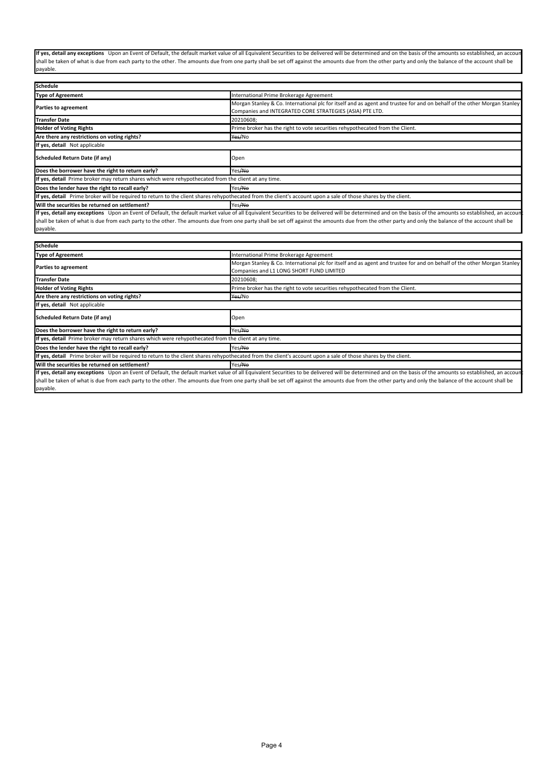**If yes, detail any exceptions** Upon an Event of Default, the default market value of all Equivalent Securities to be delivered will be determined and on the basis of the amounts so established, an account shall be taken of what is due from each party to the other. The amounts due from one party shall be set off against the amounts due from the other party and only the balance of the account shall be payable.

| **Schedule** | |
|---|---|
| **Type of Agreement** | International Prime Brokerage Agreement |
| **Parties to agreement** | Morgan Stanley & Co. International plc for itself and as agent and trustee for and on behalf of the other Morgan Stanley Companies and INTEGRATED CORE STRATEGIES (ASIA) PTE LTD. |
| **Transfer Date** | 20210608; |
| **Holder of Voting Rights** | Prime broker has the right to vote securities rehypothecated from the Client. |
| **Are there any restrictions on voting rights?** | ~~Yes~~/No |
| **If yes, detail** Not applicable | |
| **Scheduled Return Date (if any)** | Open |
| **Does the borrower have the right to return early?** | Yes/~~No~~ |
| **If yes, detail** Prime broker may return shares which were rehypothecated from the client at any time. | |
| **Does the lender have the right to recall early?** | Yes/~~No~~ |
| **If yes, detail** Prime broker will be required to return to the client shares rehypothecated from the client's account upon a sale of those shares by the client. | |
| **Will the securities be returned on settlement?** | Yes/~~No~~ |
| **If yes, detail any exceptions** Upon an Event of Default, the default market value of all Equivalent Securities to be delivered will be determined and on the basis of the amounts so established, an account shall be taken of what is due from each party to the other. The amounts due from one party shall be set off against the amounts due from the other party and only the balance of the account shall be payable. | |

| **Schedule** | |
|---|---|
| **Type of Agreement** | International Prime Brokerage Agreement |
| **Parties to agreement** | Morgan Stanley & Co. International plc for itself and as agent and trustee for and on behalf of the other Morgan Stanley Companies and L1 LONG SHORT FUND LIMITED |
| **Transfer Date** | 20210608; |
| **Holder of Voting Rights** | Prime broker has the right to vote securities rehypothecated from the Client. |
| **Are there any restrictions on voting rights?** | ~~Yes~~/No |
| **If yes, detail** Not applicable | |
| **Scheduled Return Date (if any)** | Open |
| **Does the borrower have the right to return early?** | Yes/~~No~~ |
| **If yes, detail** Prime broker may return shares which were rehypothecated from the client at any time. | |
| **Does the lender have the right to recall early?** | Yes/~~No~~ |
| **If yes, detail** Prime broker will be required to return to the client shares rehypothecated from the client's account upon a sale of those shares by the client. | |
| **Will the securities be returned on settlement?** | Yes/~~No~~ |
| **If yes, detail any exceptions** Upon an Event of Default, the default market value of all Equivalent Securities to be delivered will be determined and on the basis of the amounts so established, an account shall be taken of what is due from each party to the other. The amounts due from one party shall be set off against the amounts due from the other party and only the balance of the account shall be payable. | |